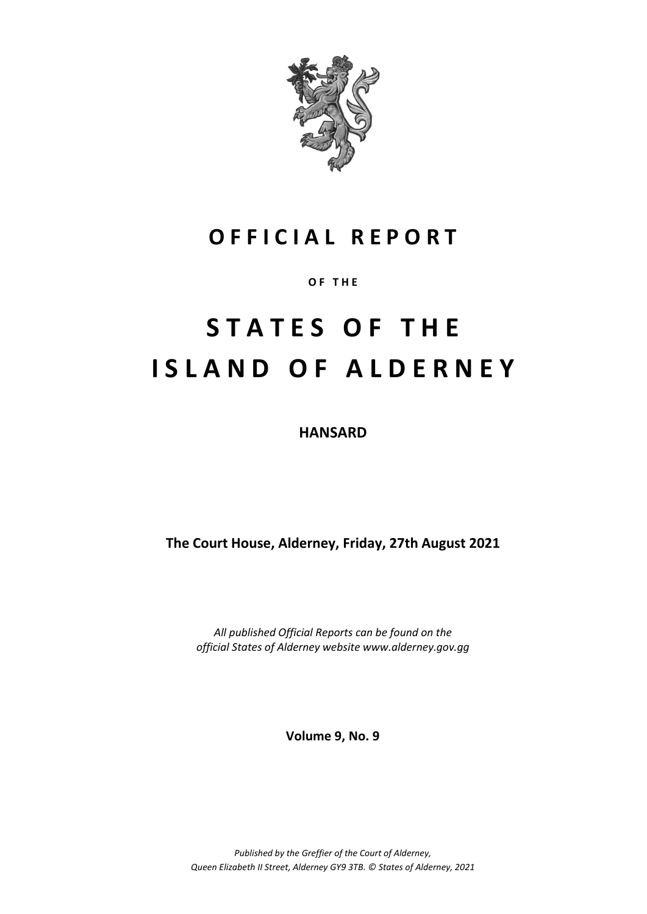# OFFICIAL REPORT

**OF THE**

# STATES OF THE ISLAND OF ALDERNEY

**HANSARD**

**The Court House, Alderney, Friday, 27th August 2021**

*All published Official Reports can be found on the official States of Alderney website www.alderney.gov.gg*

**Volume 9, No. 9**

*Published by the Greffier of the Court of Alderney, Queen Elizabeth II Street, Alderney GY9 3TB. © States of Alderney, 2021*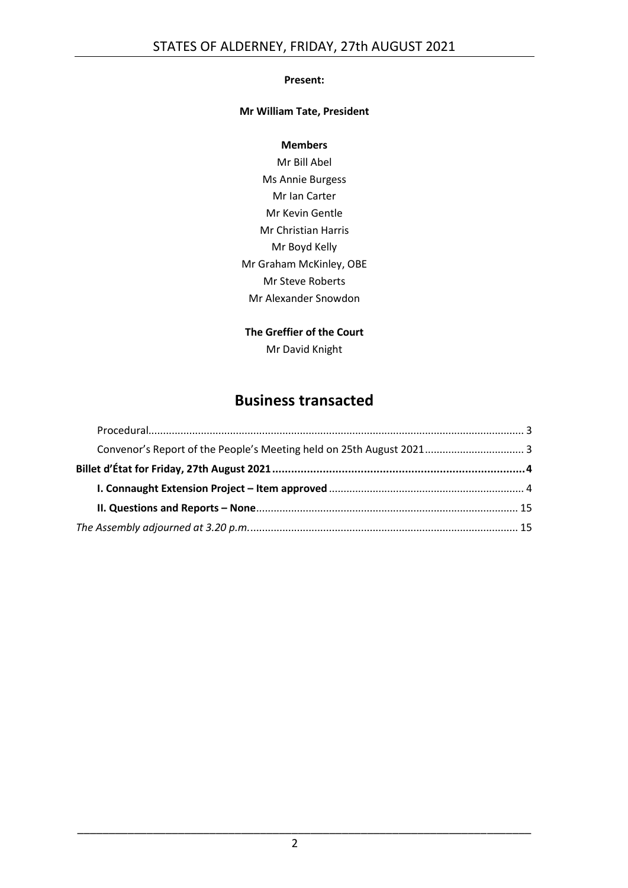**Present:**

**Mr William Tate, President**

**Members**

Mr Bill Abel
Ms Annie Burgess
Mr Ian Carter
Mr Kevin Gentle
Mr Christian Harris
Mr Boyd Kelly
Mr Graham McKinley, OBE
Mr Steve Roberts
Mr Alexander Snowdon

**The Greffier of the Court**

Mr David Knight

# Business transacted

Procedural ............................................................................................................ 3

Convenor's Report of the People's Meeting held on 25th August 2021 ................................. 3

**Billet d'État for Friday, 27th August 2021 ................................................................................ 4**

**I. Connaught Extension Project – Item approved** ................................................................. 4

**II. Questions and Reports – None** ........................................................................................ 15

*The Assembly adjourned at 3.20 p.m.* ........................................................................................ 15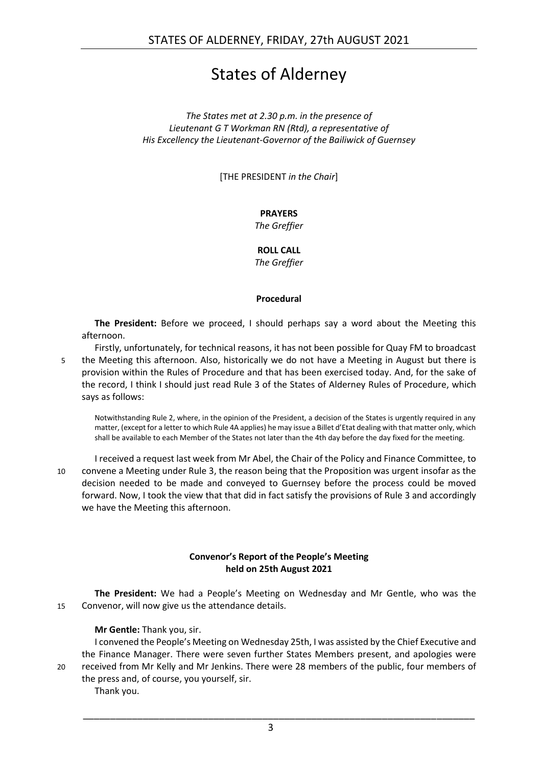# States of Alderney

*The States met at 2.30 p.m. in the presence of*
*Lieutenant G T Workman RN (Rtd), a representative of*
*His Excellency the Lieutenant-Governor of the Bailiwick of Guernsey*

[THE PRESIDENT *in the Chair*]

**PRAYERS**
*The Greffier*

**ROLL CALL**
*The Greffier*

### Procedural

**The President:** Before we proceed, I should perhaps say a word about the Meeting this afternoon.

Firstly, unfortunately, for technical reasons, it has not been possible for Quay FM to broadcast the Meeting this afternoon. Also, historically we do not have a Meeting in August but there is provision within the Rules of Procedure and that has been exercised today. And, for the sake of the record, I think I should just read Rule 3 of the States of Alderney Rules of Procedure, which says as follows:

> Notwithstanding Rule 2, where, in the opinion of the President, a decision of the States is urgently required in any matter, (except for a letter to which Rule 4A applies) he may issue a Billet d'Etat dealing with that matter only, which shall be available to each Member of the States not later than the 4th day before the day fixed for the meeting.

I received a request last week from Mr Abel, the Chair of the Policy and Finance Committee, to convene a Meeting under Rule 3, the reason being that the Proposition was urgent insofar as the decision needed to be made and conveyed to Guernsey before the process could be moved forward. Now, I took the view that that did in fact satisfy the provisions of Rule 3 and accordingly we have the Meeting this afternoon.

### Convenor's Report of the People's Meeting held on 25th August 2021

**The President:** We had a People's Meeting on Wednesday and Mr Gentle, who was the Convenor, will now give us the attendance details.

**Mr Gentle:** Thank you, sir.

I convened the People's Meeting on Wednesday 25th, I was assisted by the Chief Executive and the Finance Manager. There were seven further States Members present, and apologies were received from Mr Kelly and Mr Jenkins. There were 28 members of the public, four members of the press and, of course, you yourself, sir.

Thank you.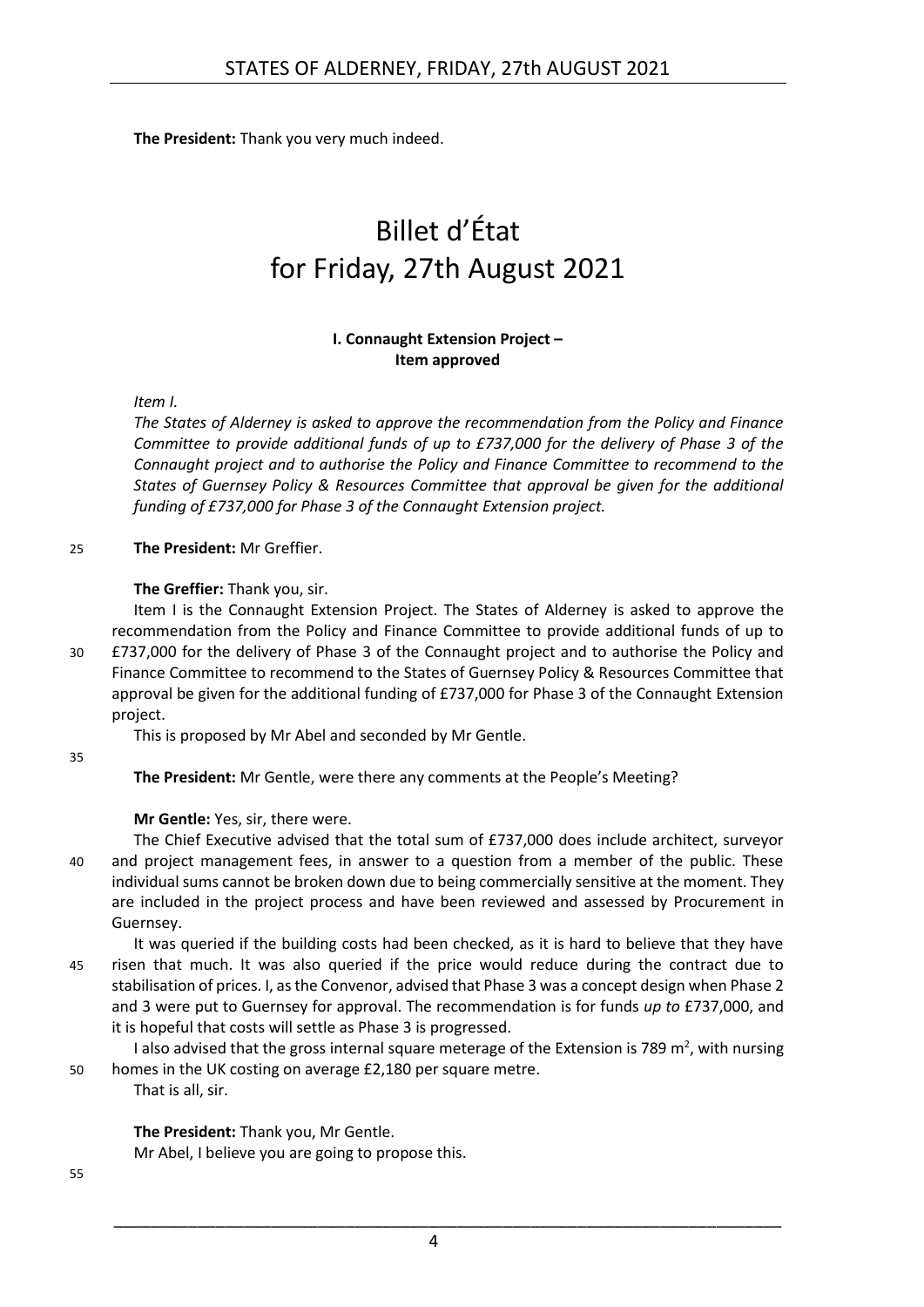**The President:** Thank you very much indeed.

# Billet d'État for Friday, 27th August 2021

### I. Connaught Extension Project – Item approved

*Item I.*

*The States of Alderney is asked to approve the recommendation from the Policy and Finance Committee to provide additional funds of up to £737,000 for the delivery of Phase 3 of the Connaught project and to authorise the Policy and Finance Committee to recommend to the States of Guernsey Policy & Resources Committee that approval be given for the additional funding of £737,000 for Phase 3 of the Connaught Extension project.*

**The President:** Mr Greffier.

**The Greffier:** Thank you, sir.

Item I is the Connaught Extension Project. The States of Alderney is asked to approve the recommendation from the Policy and Finance Committee to provide additional funds of up to £737,000 for the delivery of Phase 3 of the Connaught project and to authorise the Policy and Finance Committee to recommend to the States of Guernsey Policy & Resources Committee that approval be given for the additional funding of £737,000 for Phase 3 of the Connaught Extension project.

This is proposed by Mr Abel and seconded by Mr Gentle.

**The President:** Mr Gentle, were there any comments at the People's Meeting?

**Mr Gentle:** Yes, sir, there were.

The Chief Executive advised that the total sum of £737,000 does include architect, surveyor and project management fees, in answer to a question from a member of the public. These individual sums cannot be broken down due to being commercially sensitive at the moment. They are included in the project process and have been reviewed and assessed by Procurement in Guernsey.

It was queried if the building costs had been checked, as it is hard to believe that they have risen that much. It was also queried if the price would reduce during the contract due to stabilisation of prices. I, as the Convenor, advised that Phase 3 was a concept design when Phase 2 and 3 were put to Guernsey for approval. The recommendation is for funds *up to* £737,000, and it is hopeful that costs will settle as Phase 3 is progressed.

I also advised that the gross internal square meterage of the Extension is 789 m$^2$, with nursing homes in the UK costing on average £2,180 per square metre.

That is all, sir.

**The President:** Thank you, Mr Gentle.

Mr Abel, I believe you are going to propose this.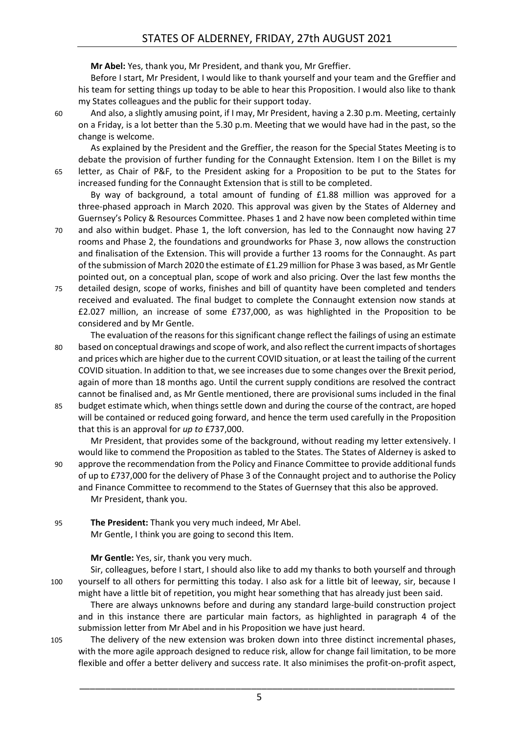**Mr Abel:** Yes, thank you, Mr President, and thank you, Mr Greffier.

Before I start, Mr President, I would like to thank yourself and your team and the Greffier and his team for setting things up today to be able to hear this Proposition. I would also like to thank my States colleagues and the public for their support today.

And also, a slightly amusing point, if I may, Mr President, having a 2.30 p.m. Meeting, certainly on a Friday, is a lot better than the 5.30 p.m. Meeting that we would have had in the past, so the change is welcome.

As explained by the President and the Greffier, the reason for the Special States Meeting is to debate the provision of further funding for the Connaught Extension. Item I on the Billet is my letter, as Chair of P&F, to the President asking for a Proposition to be put to the States for increased funding for the Connaught Extension that is still to be completed.

By way of background, a total amount of funding of £1.88 million was approved for a three-phased approach in March 2020. This approval was given by the States of Alderney and Guernsey's Policy & Resources Committee. Phases 1 and 2 have now been completed within time and also within budget. Phase 1, the loft conversion, has led to the Connaught now having 27 rooms and Phase 2, the foundations and groundworks for Phase 3, now allows the construction and finalisation of the Extension. This will provide a further 13 rooms for the Connaught. As part of the submission of March 2020 the estimate of £1.29 million for Phase 3 was based, as Mr Gentle pointed out, on a conceptual plan, scope of work and also pricing. Over the last few months the detailed design, scope of works, finishes and bill of quantity have been completed and tenders received and evaluated. The final budget to complete the Connaught extension now stands at £2.027 million, an increase of some £737,000, as was highlighted in the Proposition to be considered and by Mr Gentle.

The evaluation of the reasons for this significant change reflect the failings of using an estimate based on conceptual drawings and scope of work, and also reflect the current impacts of shortages and prices which are higher due to the current COVID situation, or at least the tailing of the current COVID situation. In addition to that, we see increases due to some changes over the Brexit period, again of more than 18 months ago. Until the current supply conditions are resolved the contract cannot be finalised and, as Mr Gentle mentioned, there are provisional sums included in the final budget estimate which, when things settle down and during the course of the contract, are hoped will be contained or reduced going forward, and hence the term used carefully in the Proposition that this is an approval for *up to* £737,000.

Mr President, that provides some of the background, without reading my letter extensively. I would like to commend the Proposition as tabled to the States. The States of Alderney is asked to approve the recommendation from the Policy and Finance Committee to provide additional funds of up to £737,000 for the delivery of Phase 3 of the Connaught project and to authorise the Policy and Finance Committee to recommend to the States of Guernsey that this also be approved.

Mr President, thank you.

**The President:** Thank you very much indeed, Mr Abel.

Mr Gentle, I think you are going to second this Item.

**Mr Gentle:** Yes, sir, thank you very much.

Sir, colleagues, before I start, I should also like to add my thanks to both yourself and through yourself to all others for permitting this today. I also ask for a little bit of leeway, sir, because I might have a little bit of repetition, you might hear something that has already just been said.

There are always unknowns before and during any standard large-build construction project and in this instance there are particular main factors, as highlighted in paragraph 4 of the submission letter from Mr Abel and in his Proposition we have just heard.

The delivery of the new extension was broken down into three distinct incremental phases, with the more agile approach designed to reduce risk, allow for change fail limitation, to be more flexible and offer a better delivery and success rate. It also minimises the profit-on-profit aspect,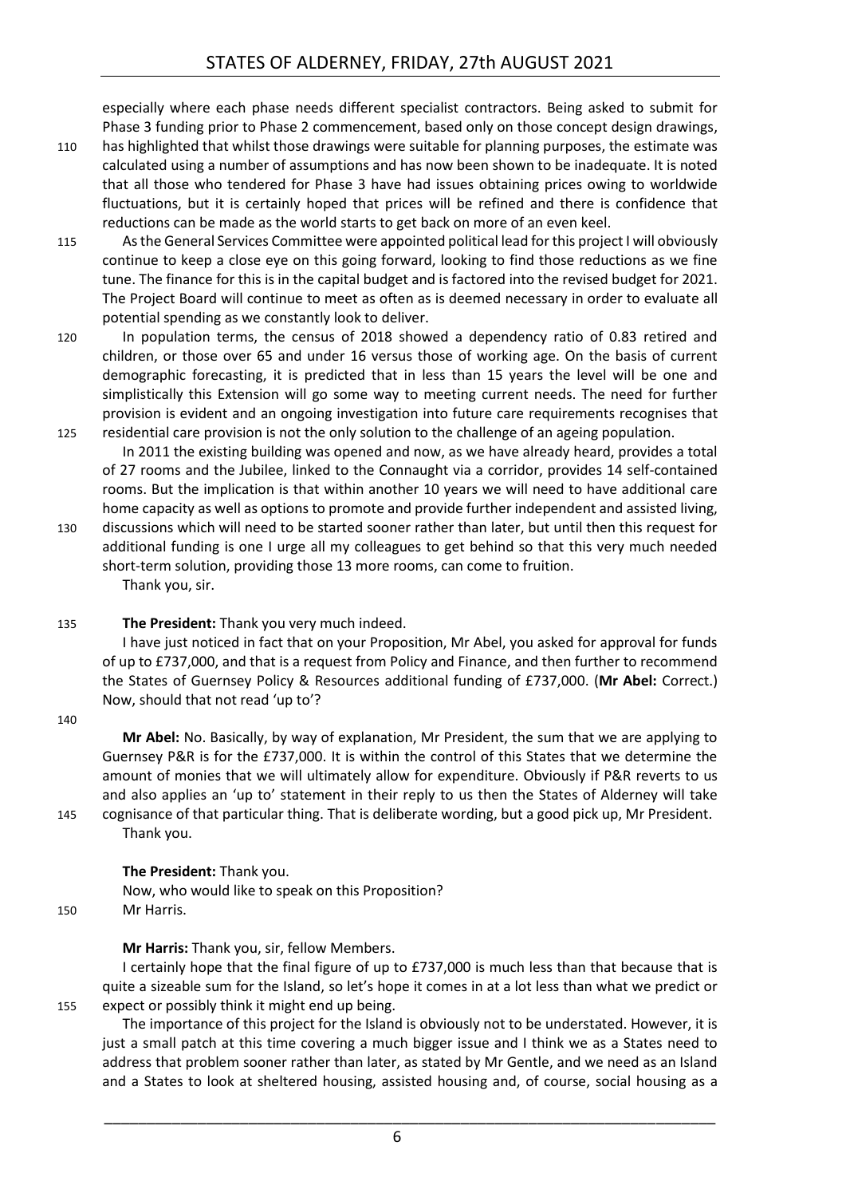especially where each phase needs different specialist contractors. Being asked to submit for Phase 3 funding prior to Phase 2 commencement, based only on those concept design drawings, has highlighted that whilst those drawings were suitable for planning purposes, the estimate was calculated using a number of assumptions and has now been shown to be inadequate. It is noted that all those who tendered for Phase 3 have had issues obtaining prices owing to worldwide fluctuations, but it is certainly hoped that prices will be refined and there is confidence that reductions can be made as the world starts to get back on more of an even keel.

As the General Services Committee were appointed political lead for this project I will obviously continue to keep a close eye on this going forward, looking to find those reductions as we fine tune. The finance for this is in the capital budget and is factored into the revised budget for 2021. The Project Board will continue to meet as often as is deemed necessary in order to evaluate all potential spending as we constantly look to deliver.

In population terms, the census of 2018 showed a dependency ratio of 0.83 retired and children, or those over 65 and under 16 versus those of working age. On the basis of current demographic forecasting, it is predicted that in less than 15 years the level will be one and simplistically this Extension will go some way to meeting current needs. The need for further provision is evident and an ongoing investigation into future care requirements recognises that residential care provision is not the only solution to the challenge of an ageing population.

In 2011 the existing building was opened and now, as we have already heard, provides a total of 27 rooms and the Jubilee, linked to the Connaught via a corridor, provides 14 self-contained rooms. But the implication is that within another 10 years we will need to have additional care home capacity as well as options to promote and provide further independent and assisted living, discussions which will need to be started sooner rather than later, but until then this request for additional funding is one I urge all my colleagues to get behind so that this very much needed short-term solution, providing those 13 more rooms, can come to fruition.

Thank you, sir.

**The President:** Thank you very much indeed.

I have just noticed in fact that on your Proposition, Mr Abel, you asked for approval for funds of up to £737,000, and that is a request from Policy and Finance, and then further to recommend the States of Guernsey Policy & Resources additional funding of £737,000. (**Mr Abel:** Correct.) Now, should that not read 'up to'?

**Mr Abel:** No. Basically, by way of explanation, Mr President, the sum that we are applying to Guernsey P&R is for the £737,000. It is within the control of this States that we determine the amount of monies that we will ultimately allow for expenditure. Obviously if P&R reverts to us and also applies an 'up to' statement in their reply to us then the States of Alderney will take cognisance of that particular thing. That is deliberate wording, but a good pick up, Mr President.

Thank you.

**The President:** Thank you.

Now, who would like to speak on this Proposition?

Mr Harris.

**Mr Harris:** Thank you, sir, fellow Members.

I certainly hope that the final figure of up to £737,000 is much less than that because that is quite a sizeable sum for the Island, so let's hope it comes in at a lot less than what we predict or expect or possibly think it might end up being.

The importance of this project for the Island is obviously not to be understated. However, it is just a small patch at this time covering a much bigger issue and I think we as a States need to address that problem sooner rather than later, as stated by Mr Gentle, and we need as an Island and a States to look at sheltered housing, assisted housing and, of course, social housing as a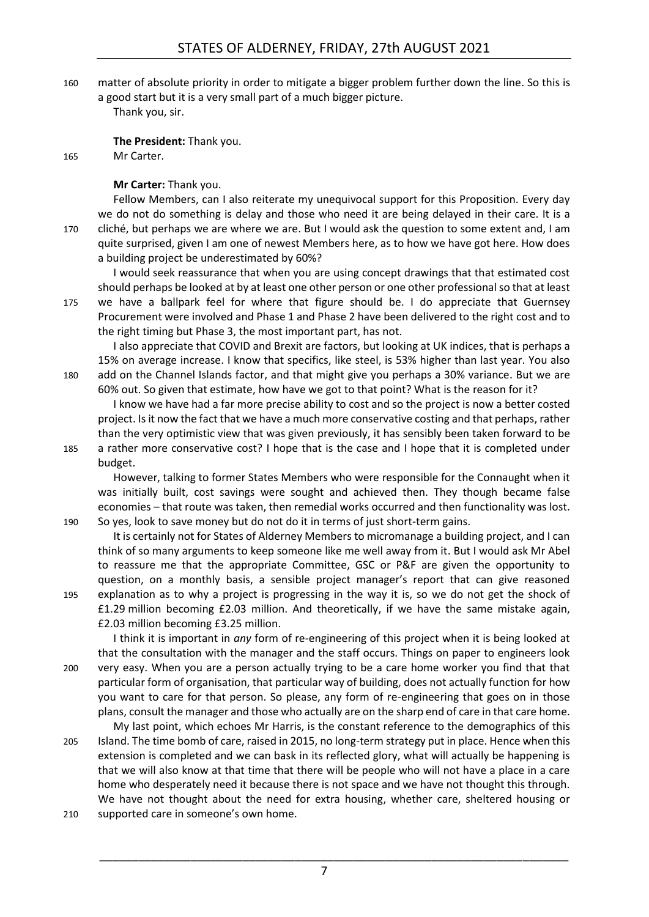matter of absolute priority in order to mitigate a bigger problem further down the line. So this is a good start but it is a very small part of a much bigger picture.

Thank you, sir.

**The President:** Thank you.

Mr Carter.

**Mr Carter:** Thank you.

Fellow Members, can I also reiterate my unequivocal support for this Proposition. Every day we do not do something is delay and those who need it are being delayed in their care. It is a cliché, but perhaps we are where we are. But I would ask the question to some extent and, I am quite surprised, given I am one of newest Members here, as to how we have got here. How does a building project be underestimated by 60%?

I would seek reassurance that when you are using concept drawings that that estimated cost should perhaps be looked at by at least one other person or one other professional so that at least we have a ballpark feel for where that figure should be. I do appreciate that Guernsey Procurement were involved and Phase 1 and Phase 2 have been delivered to the right cost and to the right timing but Phase 3, the most important part, has not.

I also appreciate that COVID and Brexit are factors, but looking at UK indices, that is perhaps a 15% on average increase. I know that specifics, like steel, is 53% higher than last year. You also add on the Channel Islands factor, and that might give you perhaps a 30% variance. But we are 60% out. So given that estimate, how have we got to that point? What is the reason for it?

I know we have had a far more precise ability to cost and so the project is now a better costed project. Is it now the fact that we have a much more conservative costing and that perhaps, rather than the very optimistic view that was given previously, it has sensibly been taken forward to be a rather more conservative cost? I hope that is the case and I hope that it is completed under budget.

However, talking to former States Members who were responsible for the Connaught when it was initially built, cost savings were sought and achieved then. They though became false economies – that route was taken, then remedial works occurred and then functionality was lost. So yes, look to save money but do not do it in terms of just short-term gains.

It is certainly not for States of Alderney Members to micromanage a building project, and I can think of so many arguments to keep someone like me well away from it. But I would ask Mr Abel to reassure me that the appropriate Committee, GSC or P&F are given the opportunity to question, on a monthly basis, a sensible project manager's report that can give reasoned explanation as to why a project is progressing in the way it is, so we do not get the shock of £1.29 million becoming £2.03 million. And theoretically, if we have the same mistake again, £2.03 million becoming £3.25 million.

I think it is important in *any* form of re-engineering of this project when it is being looked at that the consultation with the manager and the staff occurs. Things on paper to engineers look very easy. When you are a person actually trying to be a care home worker you find that that particular form of organisation, that particular way of building, does not actually function for how you want to care for that person. So please, any form of re-engineering that goes on in those plans, consult the manager and those who actually are on the sharp end of care in that care home.

My last point, which echoes Mr Harris, is the constant reference to the demographics of this Island. The time bomb of care, raised in 2015, no long-term strategy put in place. Hence when this extension is completed and we can bask in its reflected glory, what will actually be happening is that we will also know at that time that there will be people who will not have a place in a care home who desperately need it because there is not space and we have not thought this through. We have not thought about the need for extra housing, whether care, sheltered housing or supported care in someone's own home.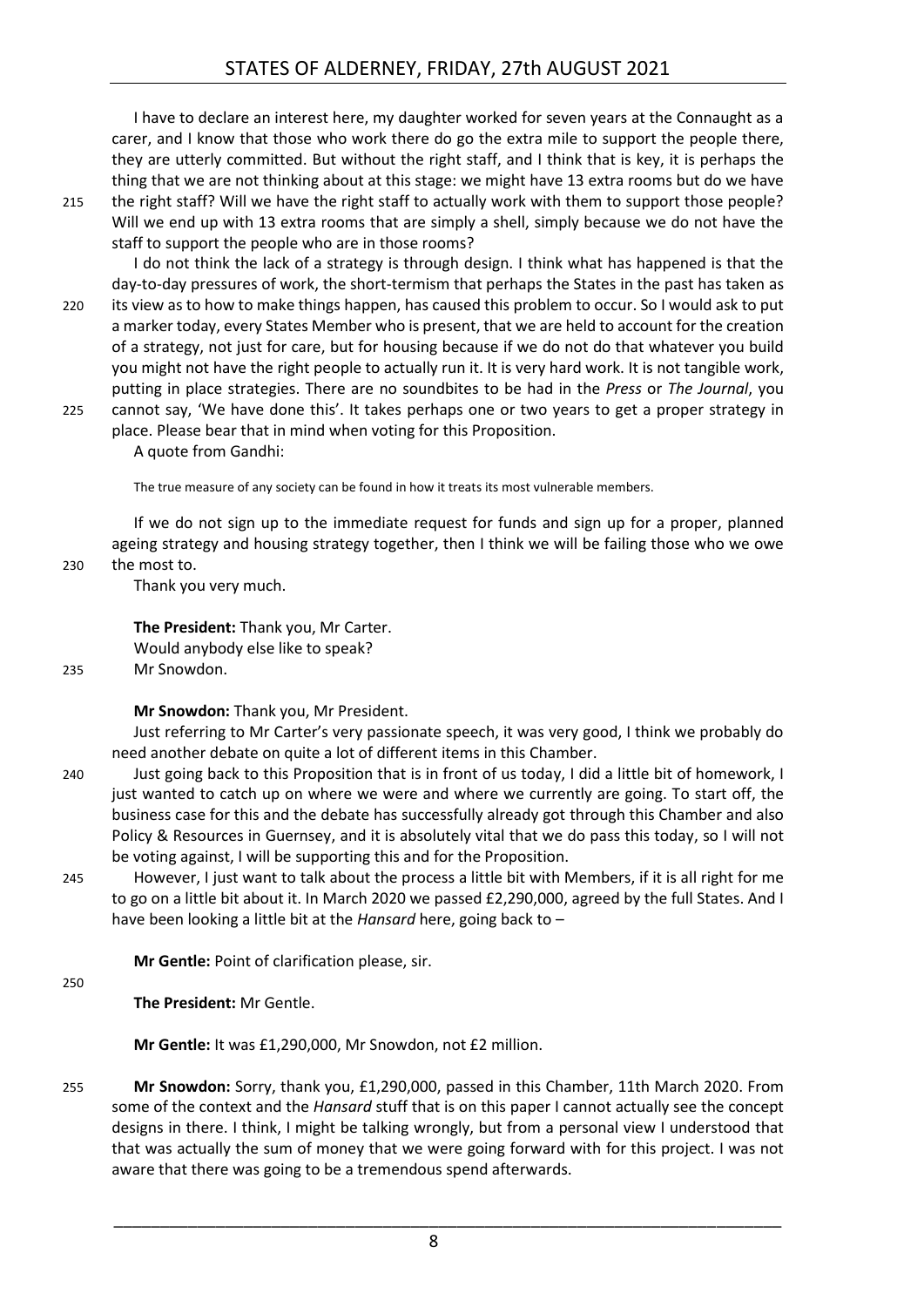I have to declare an interest here, my daughter worked for seven years at the Connaught as a carer, and I know that those who work there do go the extra mile to support the people there, they are utterly committed. But without the right staff, and I think that is key, it is perhaps the thing that we are not thinking about at this stage: we might have 13 extra rooms but do we have the right staff? Will we have the right staff to actually work with them to support those people? Will we end up with 13 extra rooms that are simply a shell, simply because we do not have the staff to support the people who are in those rooms?

I do not think the lack of a strategy is through design. I think what has happened is that the day-to-day pressures of work, the short-termism that perhaps the States in the past has taken as its view as to how to make things happen, has caused this problem to occur. So I would ask to put a marker today, every States Member who is present, that we are held to account for the creation of a strategy, not just for care, but for housing because if we do not do that whatever you build you might not have the right people to actually run it. It is very hard work. It is not tangible work, putting in place strategies. There are no soundbites to be had in the *Press* or *The Journal*, you cannot say, 'We have done this'. It takes perhaps one or two years to get a proper strategy in place. Please bear that in mind when voting for this Proposition.

A quote from Gandhi:

> The true measure of any society can be found in how it treats its most vulnerable members.

If we do not sign up to the immediate request for funds and sign up for a proper, planned ageing strategy and housing strategy together, then I think we will be failing those who we owe the most to.

Thank you very much.

**The President:** Thank you, Mr Carter.

Would anybody else like to speak?

Mr Snowdon.

**Mr Snowdon:** Thank you, Mr President.

Just referring to Mr Carter's very passionate speech, it was very good, I think we probably do need another debate on quite a lot of different items in this Chamber.

Just going back to this Proposition that is in front of us today, I did a little bit of homework, I just wanted to catch up on where we were and where we currently are going. To start off, the business case for this and the debate has successfully already got through this Chamber and also Policy & Resources in Guernsey, and it is absolutely vital that we do pass this today, so I will not be voting against, I will be supporting this and for the Proposition.

However, I just want to talk about the process a little bit with Members, if it is all right for me to go on a little bit about it. In March 2020 we passed £2,290,000, agreed by the full States. And I have been looking a little bit at the *Hansard* here, going back to –

**Mr Gentle:** Point of clarification please, sir.

**The President:** Mr Gentle.

**Mr Gentle:** It was £1,290,000, Mr Snowdon, not £2 million.

**Mr Snowdon:** Sorry, thank you, £1,290,000, passed in this Chamber, 11th March 2020. From some of the context and the *Hansard* stuff that is on this paper I cannot actually see the concept designs in there. I think, I might be talking wrongly, but from a personal view I understood that that was actually the sum of money that we were going forward with for this project. I was not aware that there was going to be a tremendous spend afterwards.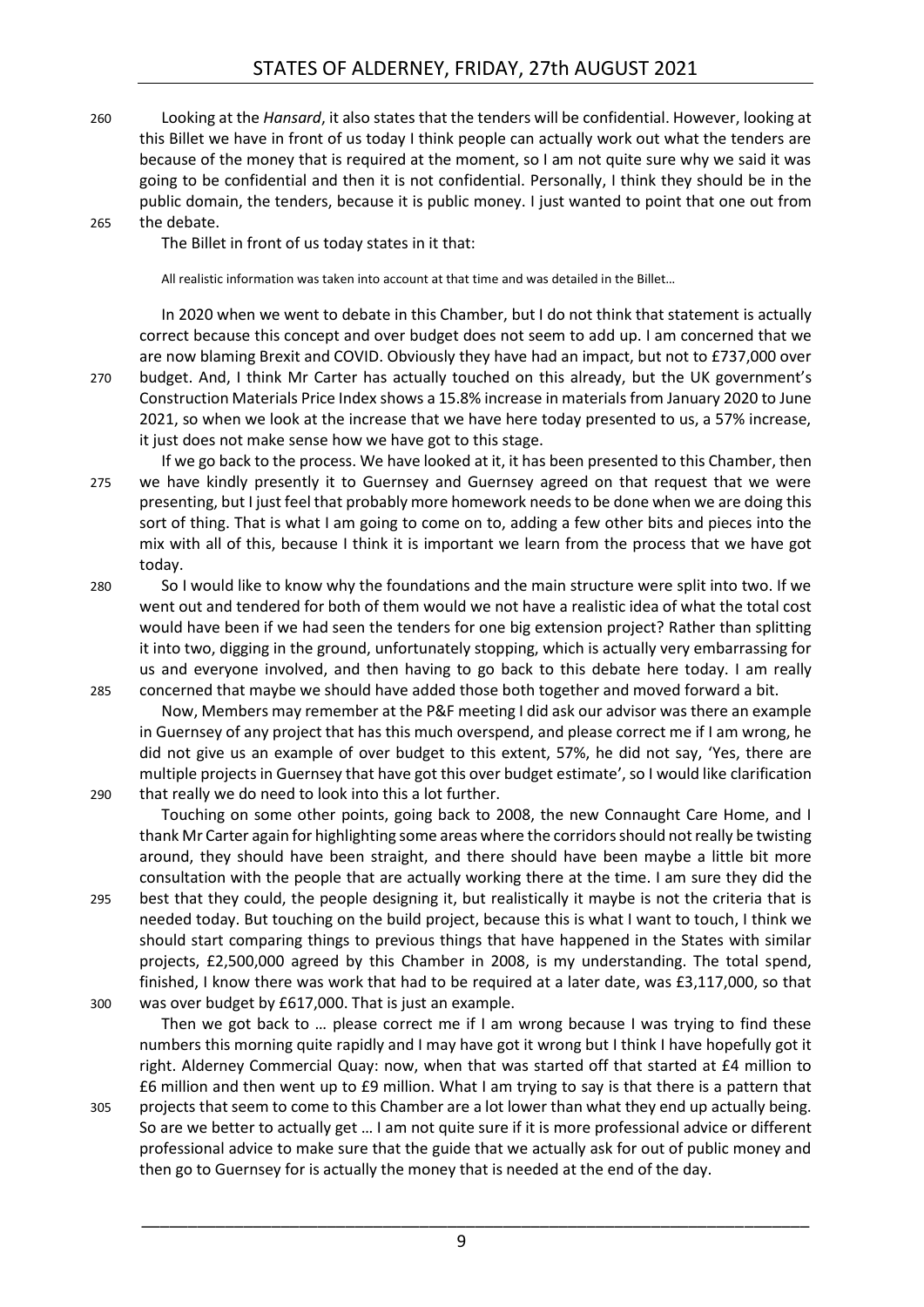Looking at the *Hansard*, it also states that the tenders will be confidential. However, looking at this Billet we have in front of us today I think people can actually work out what the tenders are because of the money that is required at the moment, so I am not quite sure why we said it was going to be confidential and then it is not confidential. Personally, I think they should be in the public domain, the tenders, because it is public money. I just wanted to point that one out from the debate.

The Billet in front of us today states in it that:

> All realistic information was taken into account at that time and was detailed in the Billet…

In 2020 when we went to debate in this Chamber, but I do not think that statement is actually correct because this concept and over budget does not seem to add up. I am concerned that we are now blaming Brexit and COVID. Obviously they have had an impact, but not to £737,000 over budget. And, I think Mr Carter has actually touched on this already, but the UK government's Construction Materials Price Index shows a 15.8% increase in materials from January 2020 to June 2021, so when we look at the increase that we have here today presented to us, a 57% increase, it just does not make sense how we have got to this stage.

If we go back to the process. We have looked at it, it has been presented to this Chamber, then we have kindly presently it to Guernsey and Guernsey agreed on that request that we were presenting, but I just feel that probably more homework needs to be done when we are doing this sort of thing. That is what I am going to come on to, adding a few other bits and pieces into the mix with all of this, because I think it is important we learn from the process that we have got today.

So I would like to know why the foundations and the main structure were split into two. If we went out and tendered for both of them would we not have a realistic idea of what the total cost would have been if we had seen the tenders for one big extension project? Rather than splitting it into two, digging in the ground, unfortunately stopping, which is actually very embarrassing for us and everyone involved, and then having to go back to this debate here today. I am really concerned that maybe we should have added those both together and moved forward a bit.

Now, Members may remember at the P&F meeting I did ask our advisor was there an example in Guernsey of any project that has this much overspend, and please correct me if I am wrong, he did not give us an example of over budget to this extent, 57%, he did not say, 'Yes, there are multiple projects in Guernsey that have got this over budget estimate', so I would like clarification that really we do need to look into this a lot further.

Touching on some other points, going back to 2008, the new Connaught Care Home, and I thank Mr Carter again for highlighting some areas where the corridors should not really be twisting around, they should have been straight, and there should have been maybe a little bit more consultation with the people that are actually working there at the time. I am sure they did the best that they could, the people designing it, but realistically it maybe is not the criteria that is needed today. But touching on the build project, because this is what I want to touch, I think we should start comparing things to previous things that have happened in the States with similar projects, £2,500,000 agreed by this Chamber in 2008, is my understanding. The total spend, finished, I know there was work that had to be required at a later date, was £3,117,000, so that was over budget by £617,000. That is just an example.

Then we got back to … please correct me if I am wrong because I was trying to find these numbers this morning quite rapidly and I may have got it wrong but I think I have hopefully got it right. Alderney Commercial Quay: now, when that was started off that started at £4 million to £6 million and then went up to £9 million. What I am trying to say is that there is a pattern that projects that seem to come to this Chamber are a lot lower than what they end up actually being. So are we better to actually get … I am not quite sure if it is more professional advice or different professional advice to make sure that the guide that we actually ask for out of public money and then go to Guernsey for is actually the money that is needed at the end of the day.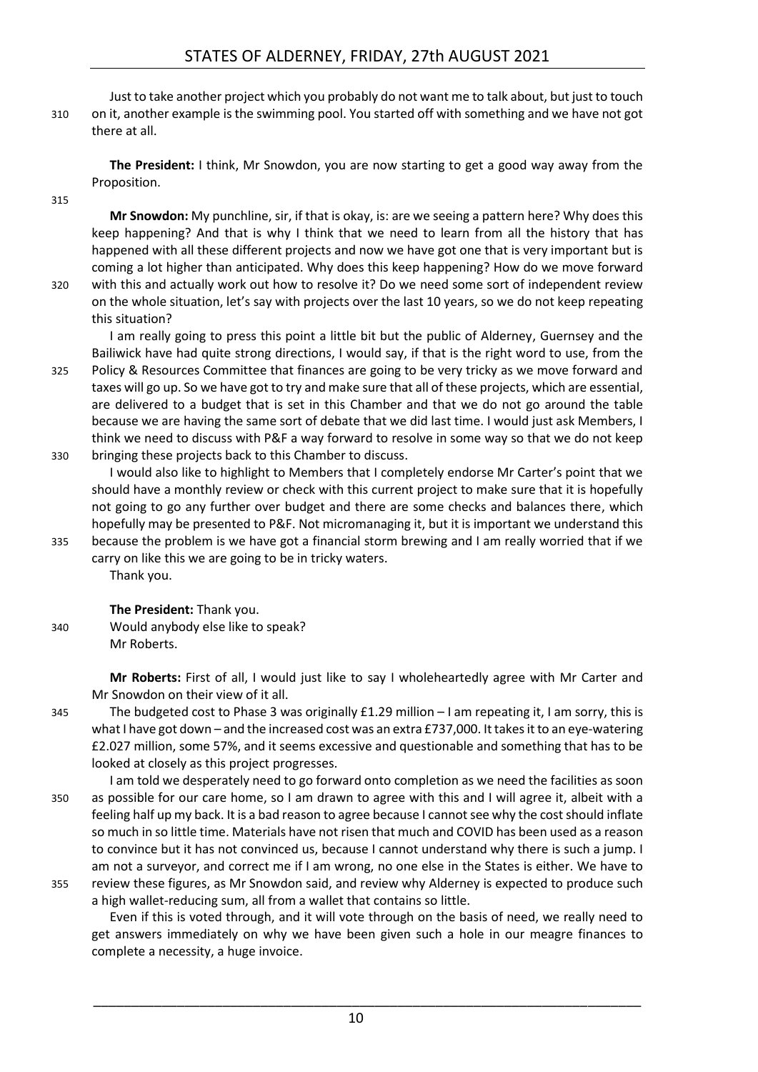Just to take another project which you probably do not want me to talk about, but just to touch on it, another example is the swimming pool. You started off with something and we have not got there at all.

**The President:** I think, Mr Snowdon, you are now starting to get a good way away from the Proposition.

**Mr Snowdon:** My punchline, sir, if that is okay, is: are we seeing a pattern here? Why does this keep happening? And that is why I think that we need to learn from all the history that has happened with all these different projects and now we have got one that is very important but is coming a lot higher than anticipated. Why does this keep happening? How do we move forward with this and actually work out how to resolve it? Do we need some sort of independent review on the whole situation, let's say with projects over the last 10 years, so we do not keep repeating this situation?

I am really going to press this point a little bit but the public of Alderney, Guernsey and the Bailiwick have had quite strong directions, I would say, if that is the right word to use, from the Policy & Resources Committee that finances are going to be very tricky as we move forward and taxes will go up. So we have got to try and make sure that all of these projects, which are essential, are delivered to a budget that is set in this Chamber and that we do not go around the table because we are having the same sort of debate that we did last time. I would just ask Members, I think we need to discuss with P&F a way forward to resolve in some way so that we do not keep bringing these projects back to this Chamber to discuss.

I would also like to highlight to Members that I completely endorse Mr Carter's point that we should have a monthly review or check with this current project to make sure that it is hopefully not going to go any further over budget and there are some checks and balances there, which hopefully may be presented to P&F. Not micromanaging it, but it is important we understand this because the problem is we have got a financial storm brewing and I am really worried that if we carry on like this we are going to be in tricky waters.

Thank you.

**The President:** Thank you.

Would anybody else like to speak?

Mr Roberts.

**Mr Roberts:** First of all, I would just like to say I wholeheartedly agree with Mr Carter and Mr Snowdon on their view of it all.

The budgeted cost to Phase 3 was originally £1.29 million – I am repeating it, I am sorry, this is what I have got down – and the increased cost was an extra £737,000. It takes it to an eye-watering £2.027 million, some 57%, and it seems excessive and questionable and something that has to be looked at closely as this project progresses.

I am told we desperately need to go forward onto completion as we need the facilities as soon as possible for our care home, so I am drawn to agree with this and I will agree it, albeit with a feeling half up my back. It is a bad reason to agree because I cannot see why the cost should inflate so much in so little time. Materials have not risen that much and COVID has been used as a reason to convince but it has not convinced us, because I cannot understand why there is such a jump. I am not a surveyor, and correct me if I am wrong, no one else in the States is either. We have to review these figures, as Mr Snowdon said, and review why Alderney is expected to produce such a high wallet-reducing sum, all from a wallet that contains so little.

Even if this is voted through, and it will vote through on the basis of need, we really need to get answers immediately on why we have been given such a hole in our meagre finances to complete a necessity, a huge invoice.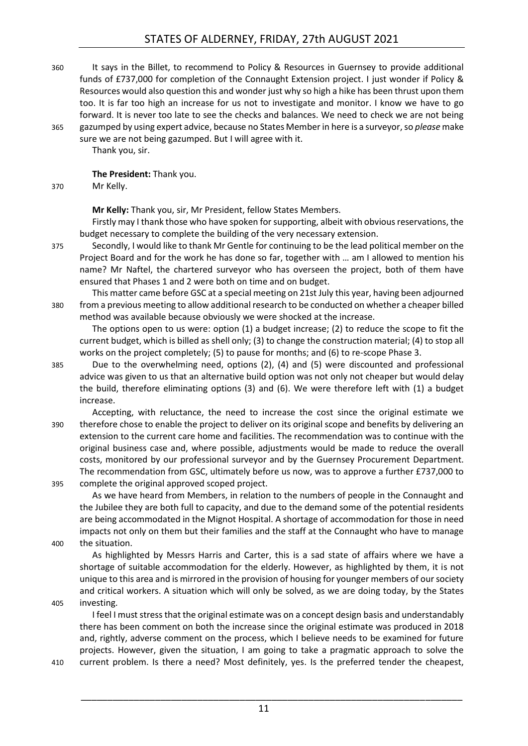It says in the Billet, to recommend to Policy & Resources in Guernsey to provide additional funds of £737,000 for completion of the Connaught Extension project. I just wonder if Policy & Resources would also question this and wonder just why so high a hike has been thrust upon them too. It is far too high an increase for us not to investigate and monitor. I know we have to go forward. It is never too late to see the checks and balances. We need to check we are not being gazumped by using expert advice, because no States Member in here is a surveyor, so *please* make sure we are not being gazumped. But I will agree with it.

Thank you, sir.

**The President:** Thank you.

Mr Kelly.

**Mr Kelly:** Thank you, sir, Mr President, fellow States Members.

Firstly may I thank those who have spoken for supporting, albeit with obvious reservations, the budget necessary to complete the building of the very necessary extension.

Secondly, I would like to thank Mr Gentle for continuing to be the lead political member on the Project Board and for the work he has done so far, together with … am I allowed to mention his name? Mr Naftel, the chartered surveyor who has overseen the project, both of them have ensured that Phases 1 and 2 were both on time and on budget.

This matter came before GSC at a special meeting on 21st July this year, having been adjourned from a previous meeting to allow additional research to be conducted on whether a cheaper billed method was available because obviously we were shocked at the increase.

The options open to us were: option (1) a budget increase; (2) to reduce the scope to fit the current budget, which is billed as shell only; (3) to change the construction material; (4) to stop all works on the project completely; (5) to pause for months; and (6) to re-scope Phase 3.

Due to the overwhelming need, options (2), (4) and (5) were discounted and professional advice was given to us that an alternative build option was not only not cheaper but would delay the build, therefore eliminating options (3) and (6). We were therefore left with (1) a budget increase.

Accepting, with reluctance, the need to increase the cost since the original estimate we therefore chose to enable the project to deliver on its original scope and benefits by delivering an extension to the current care home and facilities. The recommendation was to continue with the original business case and, where possible, adjustments would be made to reduce the overall costs, monitored by our professional surveyor and by the Guernsey Procurement Department. The recommendation from GSC, ultimately before us now, was to approve a further £737,000 to complete the original approved scoped project.

As we have heard from Members, in relation to the numbers of people in the Connaught and the Jubilee they are both full to capacity, and due to the demand some of the potential residents are being accommodated in the Mignot Hospital. A shortage of accommodation for those in need impacts not only on them but their families and the staff at the Connaught who have to manage the situation.

As highlighted by Messrs Harris and Carter, this is a sad state of affairs where we have a shortage of suitable accommodation for the elderly. However, as highlighted by them, it is not unique to this area and is mirrored in the provision of housing for younger members of our society and critical workers. A situation which will only be solved, as we are doing today, by the States investing.

I feel I must stress that the original estimate was on a concept design basis and understandably there has been comment on both the increase since the original estimate was produced in 2018 and, rightly, adverse comment on the process, which I believe needs to be examined for future projects. However, given the situation, I am going to take a pragmatic approach to solve the current problem. Is there a need? Most definitely, yes. Is the preferred tender the cheapest,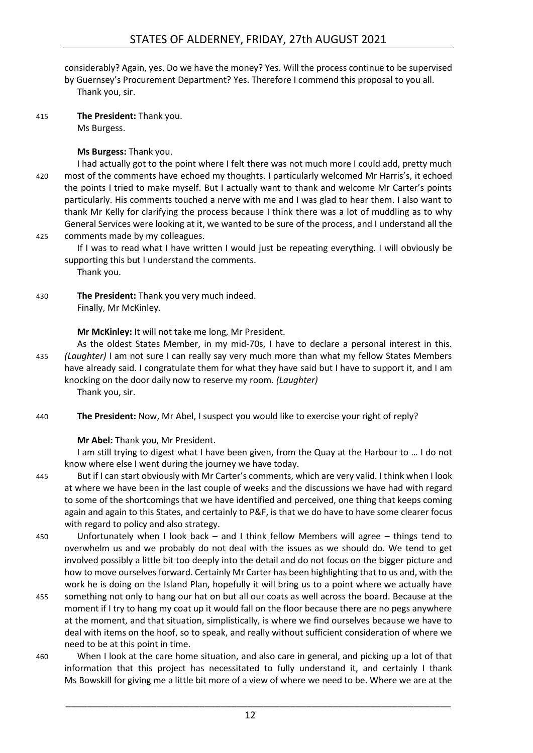considerably? Again, yes. Do we have the money? Yes. Will the process continue to be supervised by Guernsey's Procurement Department? Yes. Therefore I commend this proposal to you all.

Thank you, sir.

**The President:** Thank you.

Ms Burgess.

**Ms Burgess:** Thank you.

I had actually got to the point where I felt there was not much more I could add, pretty much most of the comments have echoed my thoughts. I particularly welcomed Mr Harris's, it echoed the points I tried to make myself. But I actually want to thank and welcome Mr Carter's points particularly. His comments touched a nerve with me and I was glad to hear them. I also want to thank Mr Kelly for clarifying the process because I think there was a lot of muddling as to why General Services were looking at it, we wanted to be sure of the process, and I understand all the comments made by my colleagues.

If I was to read what I have written I would just be repeating everything. I will obviously be supporting this but I understand the comments.

Thank you.

**The President:** Thank you very much indeed.

Finally, Mr McKinley.

**Mr McKinley:** It will not take me long, Mr President.

As the oldest States Member, in my mid-70s, I have to declare a personal interest in this. *(Laughter)* I am not sure I can really say very much more than what my fellow States Members have already said. I congratulate them for what they have said but I have to support it, and I am knocking on the door daily now to reserve my room. *(Laughter)*

Thank you, sir.

**The President:** Now, Mr Abel, I suspect you would like to exercise your right of reply?

**Mr Abel:** Thank you, Mr President.

I am still trying to digest what I have been given, from the Quay at the Harbour to … I do not know where else I went during the journey we have today.

But if I can start obviously with Mr Carter's comments, which are very valid. I think when I look at where we have been in the last couple of weeks and the discussions we have had with regard to some of the shortcomings that we have identified and perceived, one thing that keeps coming again and again to this States, and certainly to P&F, is that we do have to have some clearer focus with regard to policy and also strategy.

Unfortunately when I look back – and I think fellow Members will agree – things tend to overwhelm us and we probably do not deal with the issues as we should do. We tend to get involved possibly a little bit too deeply into the detail and do not focus on the bigger picture and how to move ourselves forward. Certainly Mr Carter has been highlighting that to us and, with the work he is doing on the Island Plan, hopefully it will bring us to a point where we actually have something not only to hang our hat on but all our coats as well across the board. Because at the moment if I try to hang my coat up it would fall on the floor because there are no pegs anywhere at the moment, and that situation, simplistically, is where we find ourselves because we have to deal with items on the hoof, so to speak, and really without sufficient consideration of where we need to be at this point in time.

When I look at the care home situation, and also care in general, and picking up a lot of that information that this project has necessitated to fully understand it, and certainly I thank Ms Bowskill for giving me a little bit more of a view of where we need to be. Where we are at the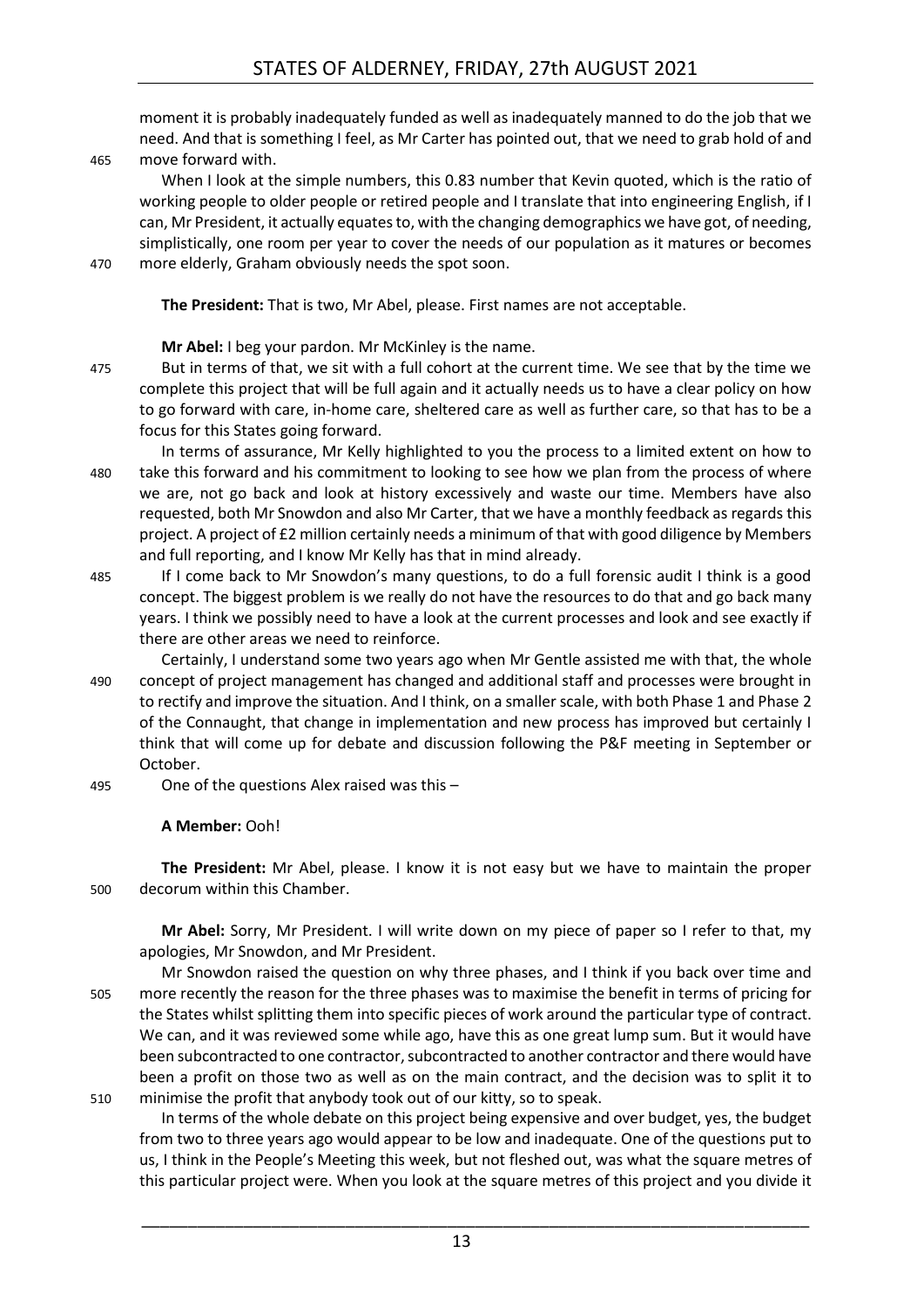moment it is probably inadequately funded as well as inadequately manned to do the job that we need. And that is something I feel, as Mr Carter has pointed out, that we need to grab hold of and move forward with.

When I look at the simple numbers, this 0.83 number that Kevin quoted, which is the ratio of working people to older people or retired people and I translate that into engineering English, if I can, Mr President, it actually equates to, with the changing demographics we have got, of needing, simplistically, one room per year to cover the needs of our population as it matures or becomes more elderly, Graham obviously needs the spot soon.

**The President:** That is two, Mr Abel, please. First names are not acceptable.

**Mr Abel:** I beg your pardon. Mr McKinley is the name.

But in terms of that, we sit with a full cohort at the current time. We see that by the time we complete this project that will be full again and it actually needs us to have a clear policy on how to go forward with care, in-home care, sheltered care as well as further care, so that has to be a focus for this States going forward.

In terms of assurance, Mr Kelly highlighted to you the process to a limited extent on how to take this forward and his commitment to looking to see how we plan from the process of where we are, not go back and look at history excessively and waste our time. Members have also requested, both Mr Snowdon and also Mr Carter, that we have a monthly feedback as regards this project. A project of £2 million certainly needs a minimum of that with good diligence by Members and full reporting, and I know Mr Kelly has that in mind already.

If I come back to Mr Snowdon's many questions, to do a full forensic audit I think is a good concept. The biggest problem is we really do not have the resources to do that and go back many years. I think we possibly need to have a look at the current processes and look and see exactly if there are other areas we need to reinforce.

Certainly, I understand some two years ago when Mr Gentle assisted me with that, the whole concept of project management has changed and additional staff and processes were brought in to rectify and improve the situation. And I think, on a smaller scale, with both Phase 1 and Phase 2 of the Connaught, that change in implementation and new process has improved but certainly I think that will come up for debate and discussion following the P&F meeting in September or October.

One of the questions Alex raised was this –

**A Member:** Ooh!

**The President:** Mr Abel, please. I know it is not easy but we have to maintain the proper decorum within this Chamber.

**Mr Abel:** Sorry, Mr President. I will write down on my piece of paper so I refer to that, my apologies, Mr Snowdon, and Mr President.

Mr Snowdon raised the question on why three phases, and I think if you back over time and more recently the reason for the three phases was to maximise the benefit in terms of pricing for the States whilst splitting them into specific pieces of work around the particular type of contract. We can, and it was reviewed some while ago, have this as one great lump sum. But it would have been subcontracted to one contractor, subcontracted to another contractor and there would have been a profit on those two as well as on the main contract, and the decision was to split it to minimise the profit that anybody took out of our kitty, so to speak.

In terms of the whole debate on this project being expensive and over budget, yes, the budget from two to three years ago would appear to be low and inadequate. One of the questions put to us, I think in the People's Meeting this week, but not fleshed out, was what the square metres of this particular project were. When you look at the square metres of this project and you divide it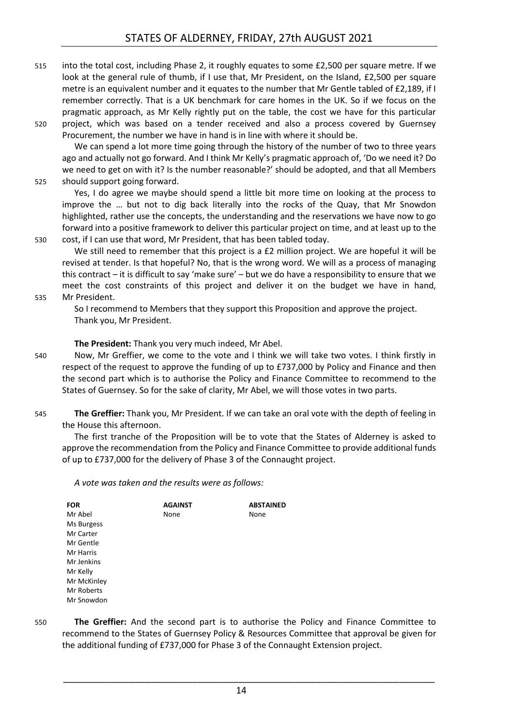into the total cost, including Phase 2, it roughly equates to some £2,500 per square metre. If we look at the general rule of thumb, if I use that, Mr President, on the Island, £2,500 per square metre is an equivalent number and it equates to the number that Mr Gentle tabled of £2,189, if I remember correctly. That is a UK benchmark for care homes in the UK. So if we focus on the pragmatic approach, as Mr Kelly rightly put on the table, the cost we have for this particular project, which was based on a tender received and also a process covered by Guernsey Procurement, the number we have in hand is in line with where it should be.

We can spend a lot more time going through the history of the number of two to three years ago and actually not go forward. And I think Mr Kelly's pragmatic approach of, 'Do we need it? Do we need to get on with it? Is the number reasonable?' should be adopted, and that all Members should support going forward.

Yes, I do agree we maybe should spend a little bit more time on looking at the process to improve the … but not to dig back literally into the rocks of the Quay, that Mr Snowdon highlighted, rather use the concepts, the understanding and the reservations we have now to go forward into a positive framework to deliver this particular project on time, and at least up to the cost, if I can use that word, Mr President, that has been tabled today.

We still need to remember that this project is a £2 million project. We are hopeful it will be revised at tender. Is that hopeful? No, that is the wrong word. We will as a process of managing this contract – it is difficult to say 'make sure' – but we do have a responsibility to ensure that we meet the cost constraints of this project and deliver it on the budget we have in hand, Mr President.

So I recommend to Members that they support this Proposition and approve the project.

Thank you, Mr President.

**The President:** Thank you very much indeed, Mr Abel.

Now, Mr Greffier, we come to the vote and I think we will take two votes. I think firstly in respect of the request to approve the funding of up to £737,000 by Policy and Finance and then the second part which is to authorise the Policy and Finance Committee to recommend to the States of Guernsey. So for the sake of clarity, Mr Abel, we will those votes in two parts.

**The Greffier:** Thank you, Mr President. If we can take an oral vote with the depth of feeling in the House this afternoon.

The first tranche of the Proposition will be to vote that the States of Alderney is asked to approve the recommendation from the Policy and Finance Committee to provide additional funds of up to £737,000 for the delivery of Phase 3 of the Connaught project.

*A vote was taken and the results were as follows:*

| FOR | AGAINST | ABSTAINED |
|---|---|---|
| Mr Abel | None | None |
| Ms Burgess | | |
| Mr Carter | | |
| Mr Gentle | | |
| Mr Harris | | |
| Mr Jenkins | | |
| Mr Kelly | | |
| Mr McKinley | | |
| Mr Roberts | | |
| Mr Snowdon | | |

**The Greffier:** And the second part is to authorise the Policy and Finance Committee to recommend to the States of Guernsey Policy & Resources Committee that approval be given for the additional funding of £737,000 for Phase 3 of the Connaught Extension project.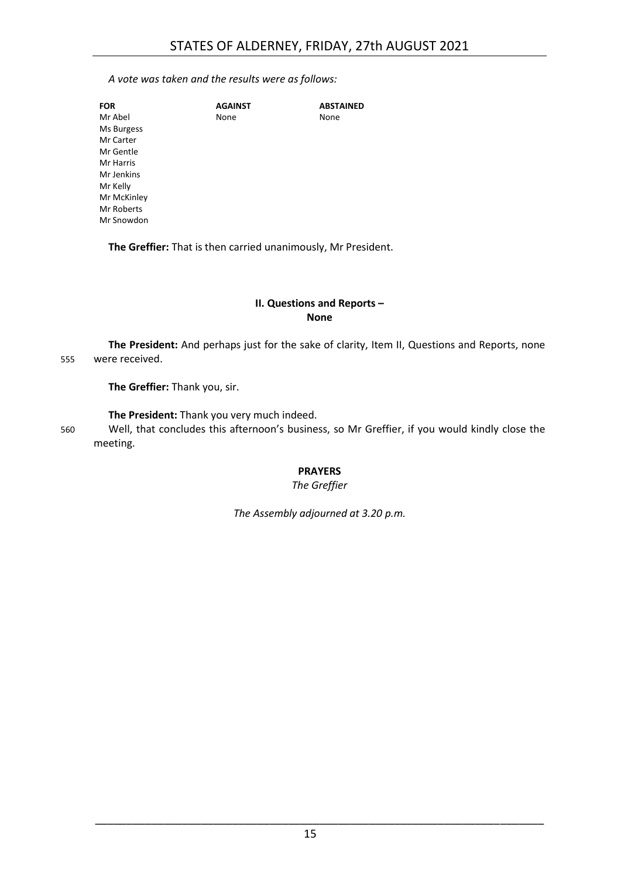*A vote was taken and the results were as follows:*

| FOR | AGAINST | ABSTAINED |
|---|---|---|
| Mr Abel | None | None |
| Ms Burgess | | |
| Mr Carter | | |
| Mr Gentle | | |
| Mr Harris | | |
| Mr Jenkins | | |
| Mr Kelly | | |
| Mr McKinley | | |
| Mr Roberts | | |
| Mr Snowdon | | |

**The Greffier:** That is then carried unanimously, Mr President.

## II. Questions and Reports – None

**The President:** And perhaps just for the sake of clarity, Item II, Questions and Reports, none were received.

**The Greffier:** Thank you, sir.

**The President:** Thank you very much indeed.

Well, that concludes this afternoon's business, so Mr Greffier, if you would kindly close the meeting.

**PRAYERS**

*The Greffier*

*The Assembly adjourned at 3.20 p.m.*